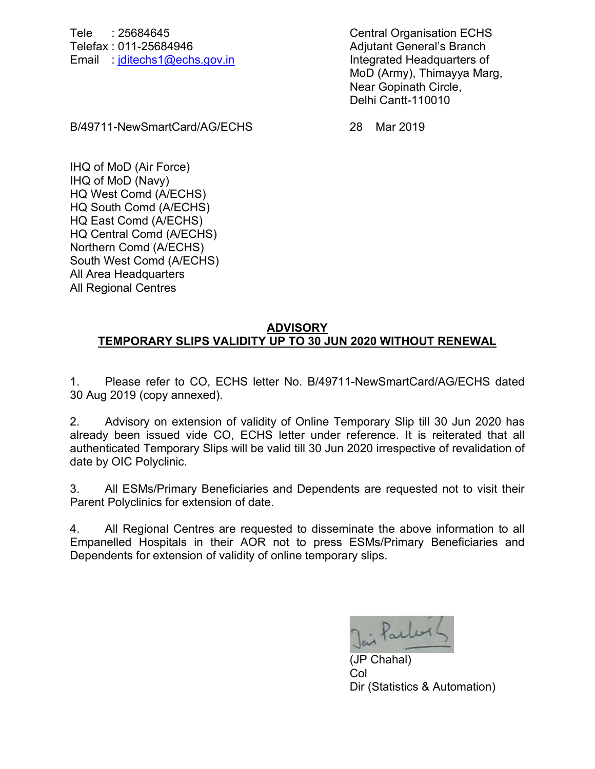Tele : 25684645
Telefax : 011-25684946
Email : jditechs1@echs.gov.in

Central Organisation ECHS
Adjutant General's Branch
Integrated Headquarters of
MoD (Army), Thimayya Marg,
Near Gopinath Circle,
Delhi Cantt-110010

B/49711-NewSmartCard/AG/ECHS

28 Mar 2019

IHQ of MoD (Air Force)
IHQ of MoD (Navy)
HQ West Comd (A/ECHS)
HQ South Comd (A/ECHS)
HQ East Comd (A/ECHS)
HQ Central Comd (A/ECHS)
Northern Comd (A/ECHS)
South West Comd (A/ECHS)
All Area Headquarters
All Regional Centres

## ADVISORY
## TEMPORARY SLIPS VALIDITY UP TO 30 JUN 2020 WITHOUT RENEWAL

1. Please refer to CO, ECHS letter No. B/49711-NewSmartCard/AG/ECHS dated 30 Aug 2019 (copy annexed).

2. Advisory on extension of validity of Online Temporary Slip till 30 Jun 2020 has already been issued vide CO, ECHS letter under reference. It is reiterated that all authenticated Temporary Slips will be valid till 30 Jun 2020 irrespective of revalidation of date by OIC Polyclinic.

3. All ESMs/Primary Beneficiaries and Dependents are requested not to visit their Parent Polyclinics for extension of date.

4. All Regional Centres are requested to disseminate the above information to all Empanelled Hospitals in their AOR not to press ESMs/Primary Beneficiaries and Dependents for extension of validity of online temporary slips.

(JP Chahal)
Col
Dir (Statistics & Automation)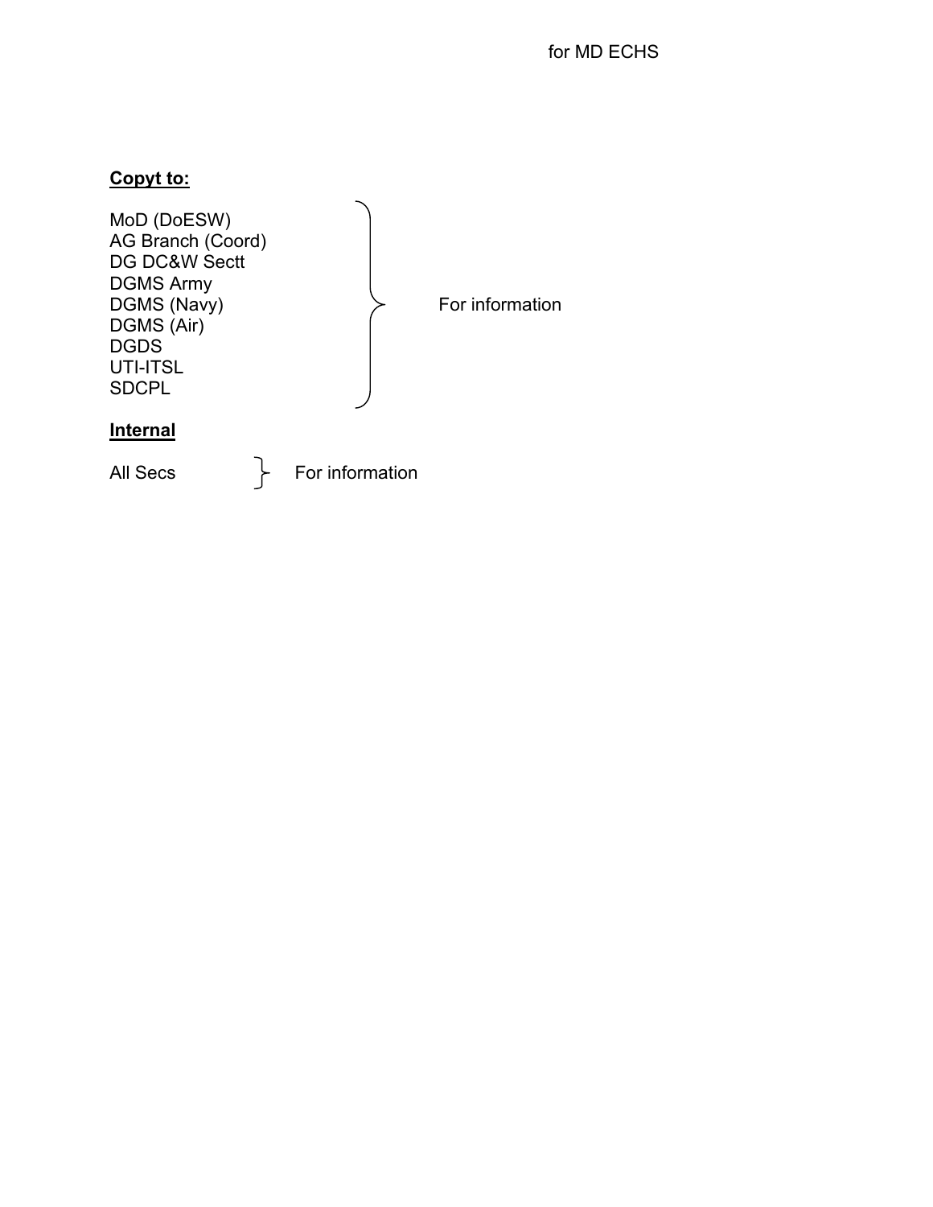for MD ECHS

**<u>Copyt to:</u>**

MoD (DoESW)
AG Branch (Coord)
DG DC&W Sectt
DGMS Army
DGMS (Navy)
DGMS (Air)
DGDS
UTI-ITSL
SDCPL

} For information

**<u>Internal</u>**

All Secs } For information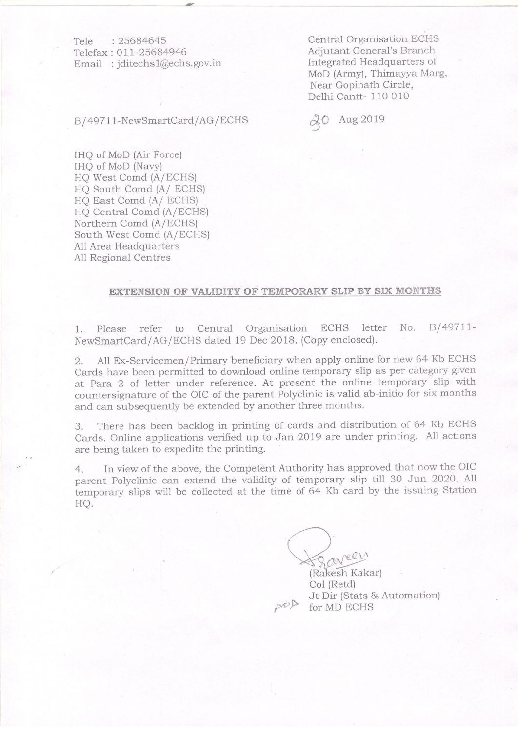Tele : 25684645
Telefax : 011-25684946
Email : jditechs1@echs.gov.in

Central Organisation ECHS
Adjutant General's Branch
Integrated Headquarters of
MoD (Army), Thimayya Marg,
Near Gopinath Circle,
Delhi Cantt- 110 010

B/49711-NewSmartCard/AG/ECHS

20 Aug 2019

IHQ of MoD (Air Force)
IHQ of MoD (Navy)
HQ West Comd (A/ECHS)
HQ South Comd (A/ ECHS)
HQ East Comd (A/ ECHS)
HQ Central Comd (A/ECHS)
Northern Comd (A/ECHS)
South West Comd (A/ECHS)
All Area Headquarters
All Regional Centres

## EXTENSION OF VALIDITY OF TEMPORARY SLIP BY SIX MONTHS

1. Please refer to Central Organisation ECHS letter No. B/49711-NewSmartCard/AG/ECHS dated 19 Dec 2018. (Copy enclosed).

2. All Ex-Servicemen/Primary beneficiary when apply online for new 64 Kb ECHS Cards have been permitted to download online temporary slip as per category given at Para 2 of letter under reference. At present the online temporary slip with countersignature of the OIC of the parent Polyclinic is valid ab-initio for six months and can subsequently be extended by another three months.

3. There has been backlog in printing of cards and distribution of 64 Kb ECHS Cards. Online applications verified up to Jan 2019 are under printing. All actions are being taken to expedite the printing.

4. In view of the above, the Competent Authority has approved that now the OIC parent Polyclinic can extend the validity of temporary slip till 30 Jun 2020. All temporary slips will be collected at the time of 64 Kb card by the issuing Station HQ.

(Rakesh Kakar)
Col (Retd)
Jt Dir (Stats & Automation)
for MD ECHS